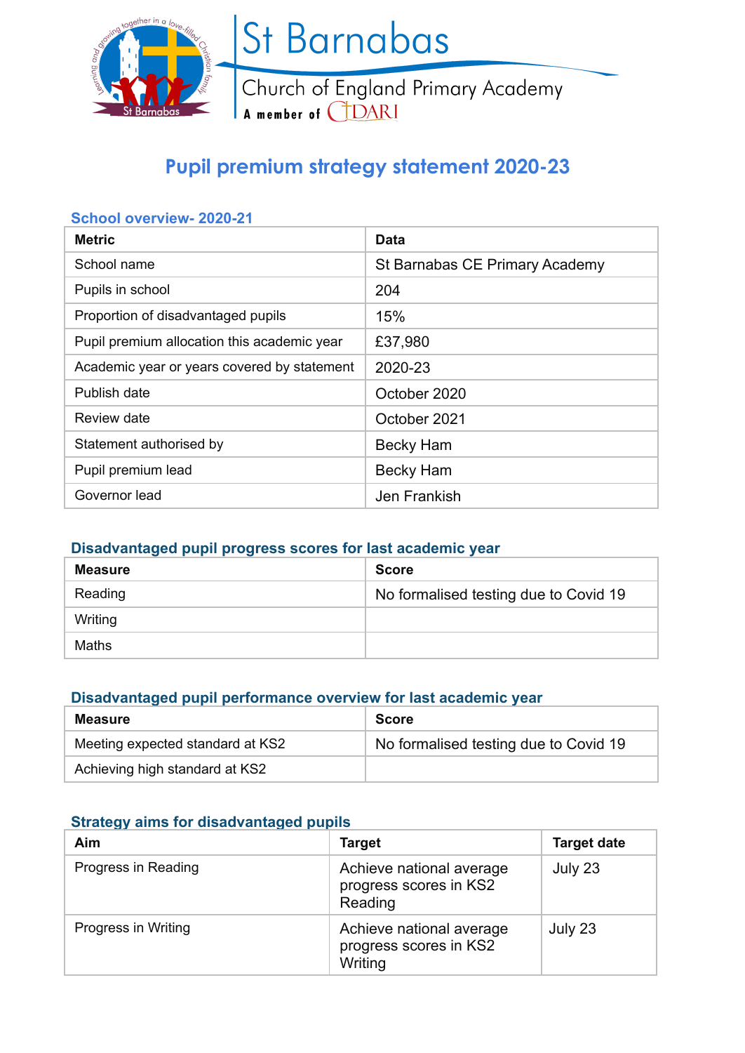St Barnabas

Church of England Primary Academy

A member of CDARI

# Pupil premium strategy statement 2020-23

## School overview- 2020-21

| Metric | Data |
|---|---|
| School name | St Barnabas CE Primary Academy |
| Pupils in school | 204 |
| Proportion of disadvantaged pupils | 15% |
| Pupil premium allocation this academic year | £37,980 |
| Academic year or years covered by statement | 2020-23 |
| Publish date | October 2020 |
| Review date | October 2021 |
| Statement authorised by | Becky Ham |
| Pupil premium lead | Becky Ham |
| Governor lead | Jen Frankish |

## Disadvantaged pupil progress scores for last academic year

| Measure | Score |
|---|---|
| Reading | No formalised testing due to Covid 19 |
| Writing | |
| Maths | |

## Disadvantaged pupil performance overview for last academic year

| Measure | Score |
|---|---|
| Meeting expected standard at KS2 | No formalised testing due to Covid 19 |
| Achieving high standard at KS2 | |

## Strategy aims for disadvantaged pupils

| Aim | Target | Target date |
|---|---|---|
| Progress in Reading | Achieve national average progress scores in KS2 Reading | July 23 |
| Progress in Writing | Achieve national average progress scores in KS2 Writing | July 23 |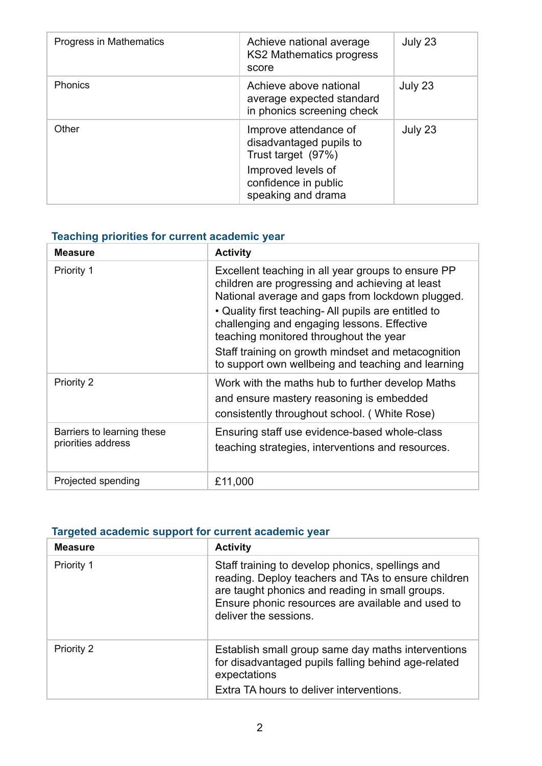| Progress in Mathematics | Achieve national average KS2 Mathematics progress score | July 23 |
| --- | --- | --- |
| Phonics | Achieve above national average expected standard in phonics screening check | July 23 |
| Other | Improve attendance of disadvantaged pupils to Trust target (97%)<br>Improved levels of confidence in public speaking and drama | July 23 |

### Teaching priorities for current academic year

| Measure | Activity |
| --- | --- |
| Priority 1 | Excellent teaching in all year groups to ensure PP children are progressing and achieving at least National average and gaps from lockdown plugged.<br>• Quality first teaching- All pupils are entitled to challenging and engaging lessons. Effective teaching monitored throughout the year<br>Staff training on growth mindset and metacognition to support own wellbeing and teaching and learning |
| Priority 2 | Work with the maths hub to further develop Maths and ensure mastery reasoning is embedded consistently throughout school. ( White Rose) |
| Barriers to learning these priorities address | Ensuring staff use evidence-based whole-class teaching strategies, interventions and resources. |
| Projected spending | £11,000 |

### Targeted academic support for current academic year

| Measure | Activity |
| --- | --- |
| Priority 1 | Staff training to develop phonics, spellings and reading. Deploy teachers and TAs to ensure children are taught phonics and reading in small groups. Ensure phonic resources are available and used to deliver the sessions. |
| Priority 2 | Establish small group same day maths interventions for disadvantaged pupils falling behind age-related expectations<br>Extra TA hours to deliver interventions. |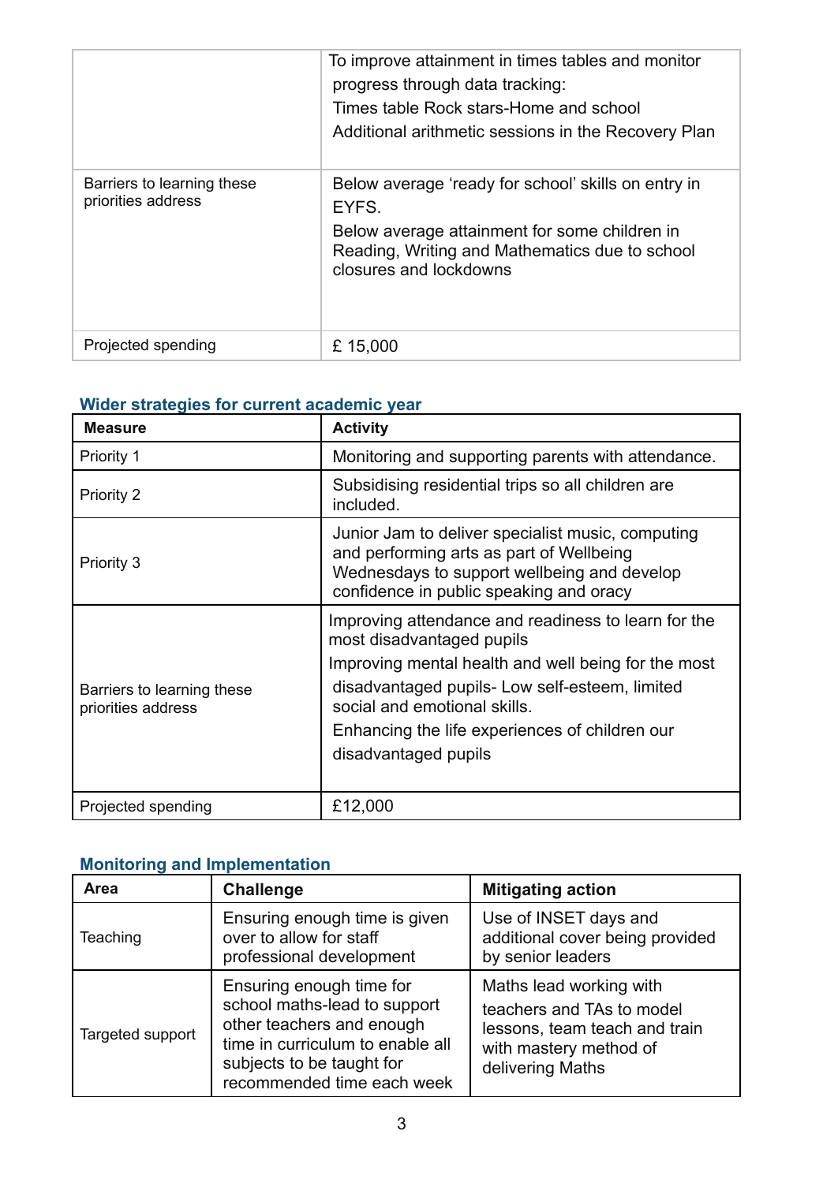| | |
|---|---|
| | To improve attainment in times tables and monitor progress through data tracking:<br>Times table Rock stars-Home and school<br>Additional arithmetic sessions in the Recovery Plan |
| Barriers to learning these priorities address | Below average 'ready for school' skills on entry in EYFS.<br>Below average attainment for some children in Reading, Writing and Mathematics due to school closures and lockdowns |
| Projected spending | £ 15,000 |

## Wider strategies for current academic year

| Measure | Activity |
|---|---|
| Priority 1 | Monitoring and supporting parents with attendance. |
| Priority 2 | Subsidising residential trips so all children are included. |
| Priority 3 | Junior Jam to deliver specialist music, computing and performing arts as part of Wellbeing Wednesdays to support wellbeing and develop confidence in public speaking and oracy |
| Barriers to learning these priorities address | Improving attendance and readiness to learn for the most disadvantaged pupils<br>Improving mental health and well being for the most disadvantaged pupils- Low self-esteem, limited social and emotional skills.<br>Enhancing the life experiences of children our disadvantaged pupils |
| Projected spending | £12,000 |

## Monitoring and Implementation

| Area | Challenge | Mitigating action |
|---|---|---|
| Teaching | Ensuring enough time is given over to allow for staff professional development | Use of INSET days and additional cover being provided by senior leaders |
| Targeted support | Ensuring enough time for school maths-lead to support other teachers and enough time in curriculum to enable all subjects to be taught for recommended time each week | Maths lead working with teachers and TAs to model lessons, team teach and train with mastery method of delivering Maths |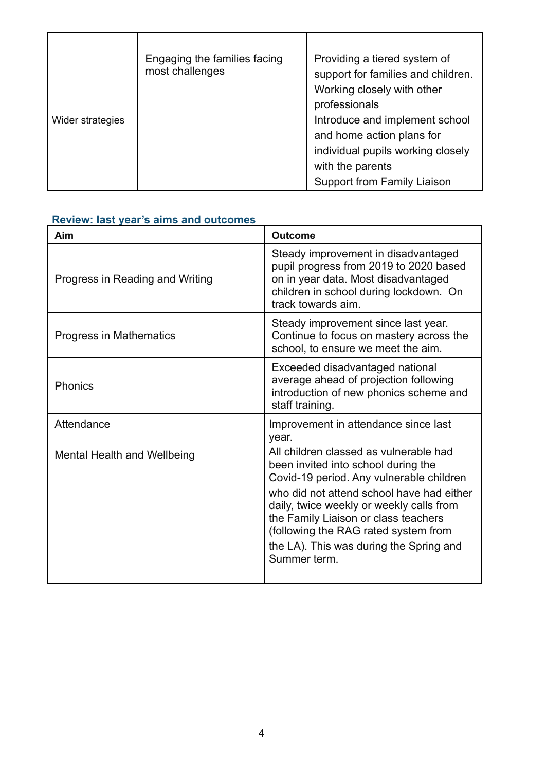| | | |
|---|---|---|
| Wider strategies | Engaging the families facing most challenges | Providing a tiered system of support for families and children. Working closely with other professionals Introduce and implement school and home action plans for individual pupils working closely with the parents Support from Family Liaison |

## Review: last year's aims and outcomes

| Aim | Outcome |
|---|---|
| Progress in Reading and Writing | Steady improvement in disadvantaged pupil progress from 2019 to 2020 based on in year data. Most disadvantaged children in school during lockdown. On track towards aim. |
| Progress in Mathematics | Steady improvement since last year. Continue to focus on mastery across the school, to ensure we meet the aim. |
| Phonics | Exceeded disadvantaged national average ahead of projection following introduction of new phonics scheme and staff training. |
| Attendance<br><br>Mental Health and Wellbeing | Improvement in attendance since last year.<br>All children classed as vulnerable had been invited into school during the Covid-19 period. Any vulnerable children who did not attend school have had either daily, twice weekly or weekly calls from the Family Liaison or class teachers (following the RAG rated system from the LA). This was during the Spring and Summer term. |